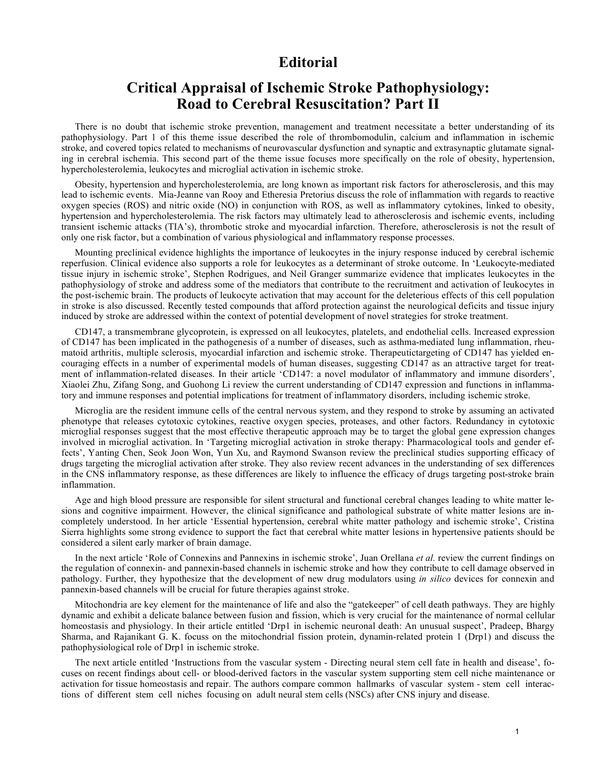# Editorial

## Critical Appraisal of Ischemic Stroke Pathophysiology: Road to Cerebral Resuscitation? Part II

There is no doubt that ischemic stroke prevention, management and treatment necessitate a better understanding of its pathophysiology. Part 1 of this theme issue described the role of thrombomodulin, calcium and inflammation in ischemic stroke, and covered topics related to mechanisms of neurovascular dysfunction and synaptic and extrasynaptic glutamate signaling in cerebral ischemia. This second part of the theme issue focuses more specifically on the role of obesity, hypertension, hypercholesterolemia, leukocytes and microglial activation in ischemic stroke.

Obesity, hypertension and hypercholesterolemia, are long known as important risk factors for atherosclerosis, and this may lead to ischemic events. Mia-Jeanne van Rooy and Etheresia Pretorius discuss the role of inflammation with regards to reactive oxygen species (ROS) and nitric oxide (NO) in conjunction with ROS, as well as inflammatory cytokines, linked to obesity, hypertension and hypercholesterolemia. The risk factors may ultimately lead to atherosclerosis and ischemic events, including transient ischemic attacks (TIA's), thrombotic stroke and myocardial infarction. Therefore, atherosclerosis is not the result of only one risk factor, but a combination of various physiological and inflammatory response processes.

Mounting preclinical evidence highlights the importance of leukocytes in the injury response induced by cerebral ischemic reperfusion. Clinical evidence also supports a role for leukocytes as a determinant of stroke outcome. In 'Leukocyte-mediated tissue injury in ischemic stroke', Stephen Rodrigues, and Neil Granger summarize evidence that implicates leukocytes in the pathophysiology of stroke and address some of the mediators that contribute to the recruitment and activation of leukocytes in the post-ischemic brain. The products of leukocyte activation that may account for the deleterious effects of this cell population in stroke is also discussed. Recently tested compounds that afford protection against the neurological deficits and tissue injury induced by stroke are addressed within the context of potential development of novel strategies for stroke treatment.

CD147, a transmembrane glycoprotein, is expressed on all leukocytes, platelets, and endothelial cells. Increased expression of CD147 has been implicated in the pathogenesis of a number of diseases, such as asthma-mediated lung inflammation, rheumatoid arthritis, multiple sclerosis, myocardial infarction and ischemic stroke. Therapeutictargeting of CD147 has yielded encouraging effects in a number of experimental models of human diseases, suggesting CD147 as an attractive target for treatment of inflammation-related diseases. In their article 'CD147: a novel modulator of inflammatory and immune disorders', Xiaolei Zhu, Zifang Song, and Guohong Li review the current understanding of CD147 expression and functions in inflammatory and immune responses and potential implications for treatment of inflammatory disorders, including ischemic stroke.

Microglia are the resident immune cells of the central nervous system, and they respond to stroke by assuming an activated phenotype that releases cytotoxic cytokines, reactive oxygen species, proteases, and other factors. Redundancy in cytotoxic microglial responses suggest that the most effective therapeutic approach may be to target the global gene expression changes involved in microglial activation. In 'Targeting microglial activation in stroke therapy: Pharmacological tools and gender effects', Yanting Chen, Seok Joon Won, Yun Xu, and Raymond Swanson review the preclinical studies supporting efficacy of drugs targeting the microglial activation after stroke. They also review recent advances in the understanding of sex differences in the CNS inflammatory response, as these differences are likely to influence the efficacy of drugs targeting post-stroke brain inflammation.

Age and high blood pressure are responsible for silent structural and functional cerebral changes leading to white matter lesions and cognitive impairment. However, the clinical significance and pathological substrate of white matter lesions are incompletely understood. In her article 'Essential hypertension, cerebral white matter pathology and ischemic stroke', Cristina Sierra highlights some strong evidence to support the fact that cerebral white matter lesions in hypertensive patients should be considered a silent early marker of brain damage.

In the next article 'Role of Connexins and Pannexins in ischemic stroke', Juan Orellana *et al.* review the current findings on the regulation of connexin- and pannexin-based channels in ischemic stroke and how they contribute to cell damage observed in pathology. Further, they hypothesize that the development of new drug modulators using *in silico* devices for connexin and pannexin-based channels will be crucial for future therapies against stroke.

Mitochondria are key element for the maintenance of life and also the "gatekeeper" of cell death pathways. They are highly dynamic and exhibit a delicate balance between fusion and fission, which is very crucial for the maintenance of normal cellular homeostasis and physiology. In their article entitled 'Drp1 in ischemic neuronal death: An unusual suspect', Pradeep, Bhargy Sharma, and Rajanikant G. K. focuss on the mitochondrial fission protein, dynamin-related protein 1 (Drp1) and discuss the pathophysiological role of Drp1 in ischemic stroke.

The next article entitled 'Instructions from the vascular system - Directing neural stem cell fate in health and disease', focuses on recent findings about cell- or blood-derived factors in the vascular system supporting stem cell niche maintenance or activation for tissue homeostasis and repair. The authors compare common hallmarks of vascular system - stem cell interactions of different stem cell niches focusing on adult neural stem cells (NSCs) after CNS injury and disease.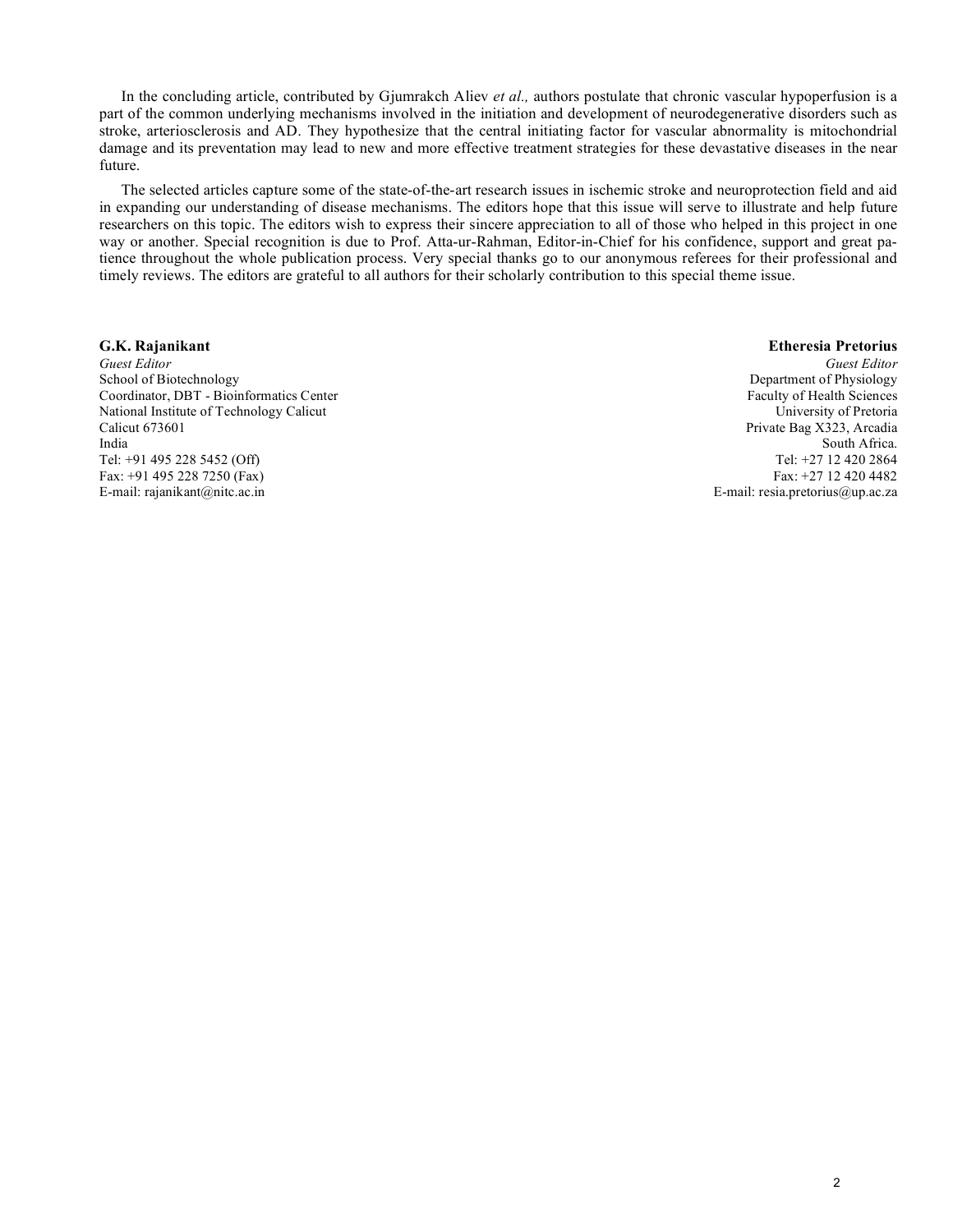In the concluding article, contributed by Gjumrakch Aliev *et al.,* authors postulate that chronic vascular hypoperfusion is a part of the common underlying mechanisms involved in the initiation and development of neurodegenerative disorders such as stroke, arteriosclerosis and AD. They hypothesize that the central initiating factor for vascular abnormality is mitochondrial damage and its preventation may lead to new and more effective treatment strategies for these devastative diseases in the near future.

The selected articles capture some of the state-of-the-art research issues in ischemic stroke and neuroprotection field and aid in expanding our understanding of disease mechanisms. The editors hope that this issue will serve to illustrate and help future researchers on this topic. The editors wish to express their sincere appreciation to all of those who helped in this project in one way or another. Special recognition is due to Prof. Atta-ur-Rahman, Editor-in-Chief for his confidence, support and great patience throughout the whole publication process. Very special thanks go to our anonymous referees for their professional and timely reviews. The editors are grateful to all authors for their scholarly contribution to this special theme issue.

**G.K. Rajanikant**
*Guest Editor*
School of Biotechnology
Coordinator, DBT - Bioinformatics Center
National Institute of Technology Calicut
Calicut 673601
India
Tel: +91 495 228 5452 (Off)
Fax: +91 495 228 7250 (Fax)
E-mail: rajanikant@nitc.ac.in

**Etheresia Pretorius**
*Guest Editor*
Department of Physiology
Faculty of Health Sciences
University of Pretoria
Private Bag X323, Arcadia
South Africa.
Tel: +27 12 420 2864
Fax: +27 12 420 4482
E-mail: resia.pretorius@up.ac.za